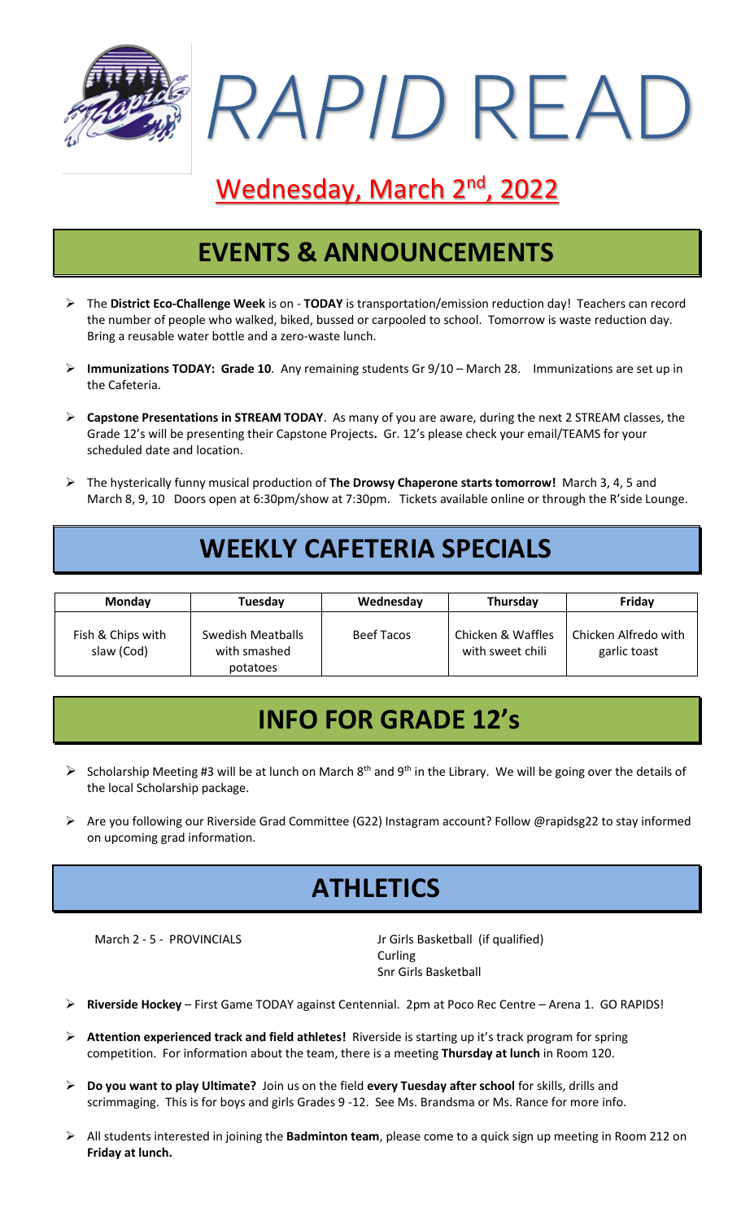# *RAPID* READ

## Wednesday, March 2nd, 2022

## EVENTS & ANNOUNCEMENTS

- The **District Eco-Challenge Week** is on - **TODAY** is transportation/emission reduction day! Teachers can record the number of people who walked, biked, bussed or carpooled to school. Tomorrow is waste reduction day. Bring a reusable water bottle and a zero-waste lunch.
- **Immunizations TODAY: Grade 10**. Any remaining students Gr 9/10 – March 28. Immunizations are set up in the Cafeteria.
- **Capstone Presentations in STREAM TODAY**. As many of you are aware, during the next 2 STREAM classes, the Grade 12's will be presenting their Capstone Projects**.** Gr. 12's please check your email/TEAMS for your scheduled date and location.
- The hysterically funny musical production of **The Drowsy Chaperone starts tomorrow!** March 3, 4, 5 and March 8, 9, 10 Doors open at 6:30pm/show at 7:30pm. Tickets available online or through the R'side Lounge.

## WEEKLY CAFETERIA SPECIALS

| Monday | Tuesday | Wednesday | Thursday | Friday |
|---|---|---|---|---|
| Fish & Chips with slaw (Cod) | Swedish Meatballs with smashed potatoes | Beef Tacos | Chicken & Waffles with sweet chili | Chicken Alfredo with garlic toast |

## INFO FOR GRADE 12's

- Scholarship Meeting #3 will be at lunch on March 8th and 9th in the Library. We will be going over the details of the local Scholarship package.
- Are you following our Riverside Grad Committee (G22) Instagram account? Follow @rapidsg22 to stay informed on upcoming grad information.

## ATHLETICS

March 2 - 5 - PROVINCIALS
- Jr Girls Basketball (if qualified)
- Curling
- Snr Girls Basketball

- **Riverside Hockey** – First Game TODAY against Centennial. 2pm at Poco Rec Centre – Arena 1. GO RAPIDS!
- **Attention experienced track and field athletes!** Riverside is starting up it's track program for spring competition. For information about the team, there is a meeting **Thursday at lunch** in Room 120.
- **Do you want to play Ultimate?** Join us on the field **every Tuesday after school** for skills, drills and scrimmaging. This is for boys and girls Grades 9 -12. See Ms. Brandsma or Ms. Rance for more info.
- All students interested in joining the **Badminton team**, please come to a quick sign up meeting in Room 212 on **Friday at lunch.**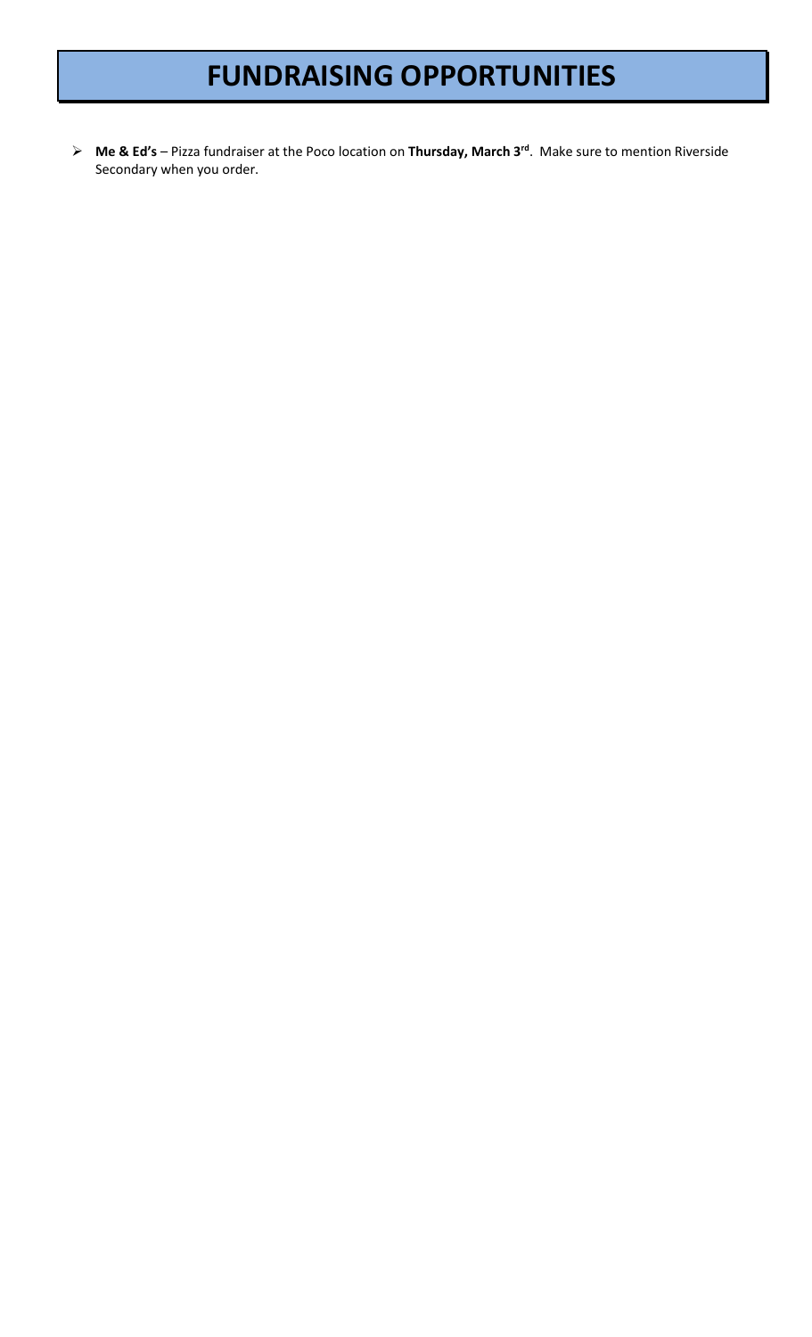# FUNDRAISING OPPORTUNITIES

- **Me & Ed's** – Pizza fundraiser at the Poco location on **Thursday, March 3rd**. Make sure to mention Riverside Secondary when you order.